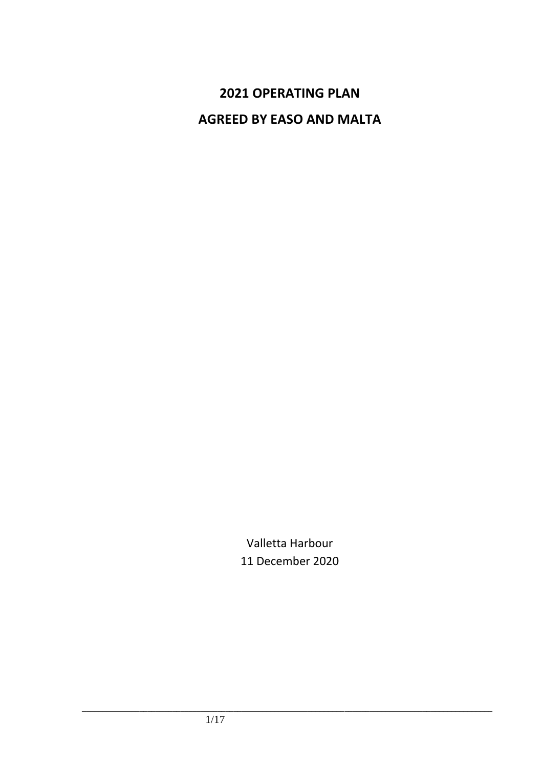# 2021 OPERATING PLAN

# AGREED BY EASO AND MALTA

Valletta Harbour

11 December 2020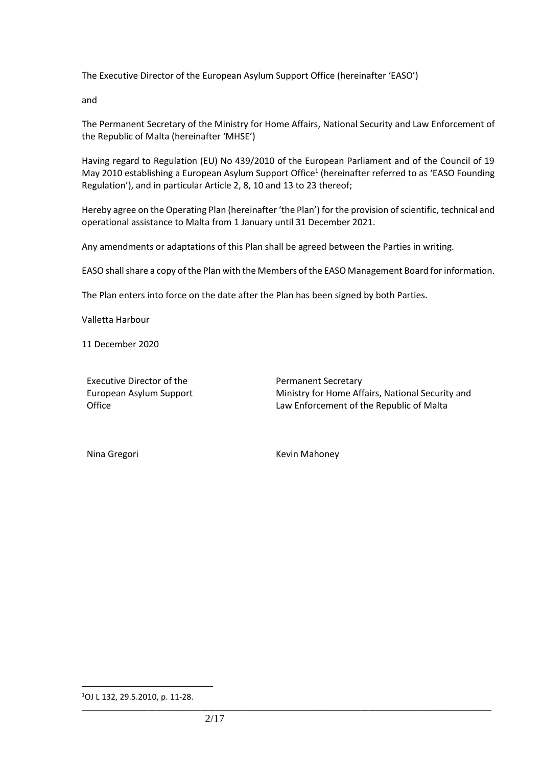The Executive Director of the European Asylum Support Office (hereinafter 'EASO')

and

The Permanent Secretary of the Ministry for Home Affairs, National Security and Law Enforcement of the Republic of Malta (hereinafter 'MHSE')

Having regard to Regulation (EU) No 439/2010 of the European Parliament and of the Council of 19 May 2010 establishing a European Asylum Support Office[1] (hereinafter referred to as 'EASO Founding Regulation'), and in particular Article 2, 8, 10 and 13 to 23 thereof;

Hereby agree on the Operating Plan (hereinafter 'the Plan') for the provision of scientific, technical and operational assistance to Malta from 1 January until 31 December 2021.

Any amendments or adaptations of this Plan shall be agreed between the Parties in writing.

EASO shall share a copy of the Plan with the Members of the EASO Management Board for information.

The Plan enters into force on the date after the Plan has been signed by both Parties.

Valletta Harbour

11 December 2020

| Executive Director of the European Asylum Support Office | Permanent Secretary Ministry for Home Affairs, National Security and Law Enforcement of the Republic of Malta |
|---|---|
| Nina Gregori | Kevin Mahoney |

[1] OJ L 132, 29.5.2010, p. 11-28.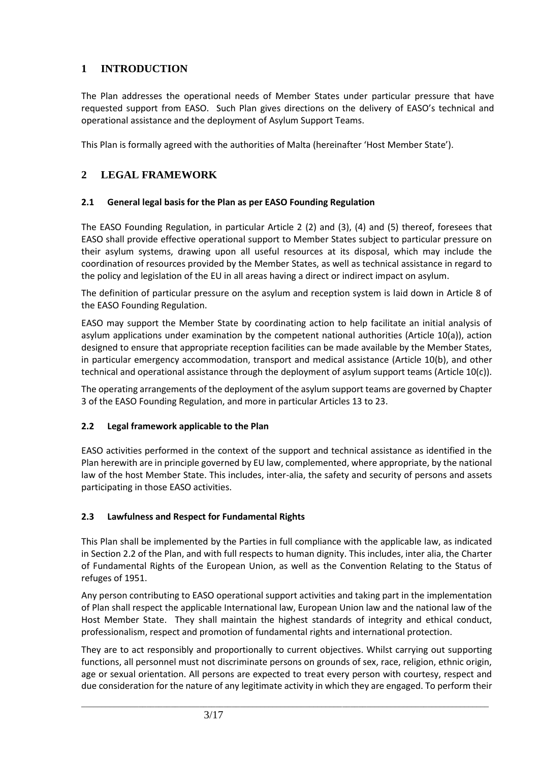# 1 INTRODUCTION

The Plan addresses the operational needs of Member States under particular pressure that have requested support from EASO. Such Plan gives directions on the delivery of EASO's technical and operational assistance and the deployment of Asylum Support Teams.

This Plan is formally agreed with the authorities of Malta (hereinafter 'Host Member State').

# 2 LEGAL FRAMEWORK

## 2.1 General legal basis for the Plan as per EASO Founding Regulation

The EASO Founding Regulation, in particular Article 2 (2) and (3), (4) and (5) thereof, foresees that EASO shall provide effective operational support to Member States subject to particular pressure on their asylum systems, drawing upon all useful resources at its disposal, which may include the coordination of resources provided by the Member States, as well as technical assistance in regard to the policy and legislation of the EU in all areas having a direct or indirect impact on asylum.

The definition of particular pressure on the asylum and reception system is laid down in Article 8 of the EASO Founding Regulation.

EASO may support the Member State by coordinating action to help facilitate an initial analysis of asylum applications under examination by the competent national authorities (Article 10(a)), action designed to ensure that appropriate reception facilities can be made available by the Member States, in particular emergency accommodation, transport and medical assistance (Article 10(b), and other technical and operational assistance through the deployment of asylum support teams (Article 10(c)).

The operating arrangements of the deployment of the asylum support teams are governed by Chapter 3 of the EASO Founding Regulation, and more in particular Articles 13 to 23.

## 2.2 Legal framework applicable to the Plan

EASO activities performed in the context of the support and technical assistance as identified in the Plan herewith are in principle governed by EU law, complemented, where appropriate, by the national law of the host Member State. This includes, inter-alia, the safety and security of persons and assets participating in those EASO activities.

## 2.3 Lawfulness and Respect for Fundamental Rights

This Plan shall be implemented by the Parties in full compliance with the applicable law, as indicated in Section 2.2 of the Plan, and with full respects to human dignity. This includes, inter alia, the Charter of Fundamental Rights of the European Union, as well as the Convention Relating to the Status of refuges of 1951.

Any person contributing to EASO operational support activities and taking part in the implementation of Plan shall respect the applicable International law, European Union law and the national law of the Host Member State. They shall maintain the highest standards of integrity and ethical conduct, professionalism, respect and promotion of fundamental rights and international protection.

They are to act responsibly and proportionally to current objectives. Whilst carrying out supporting functions, all personnel must not discriminate persons on grounds of sex, race, religion, ethnic origin, age or sexual orientation. All persons are expected to treat every person with courtesy, respect and due consideration for the nature of any legitimate activity in which they are engaged. To perform their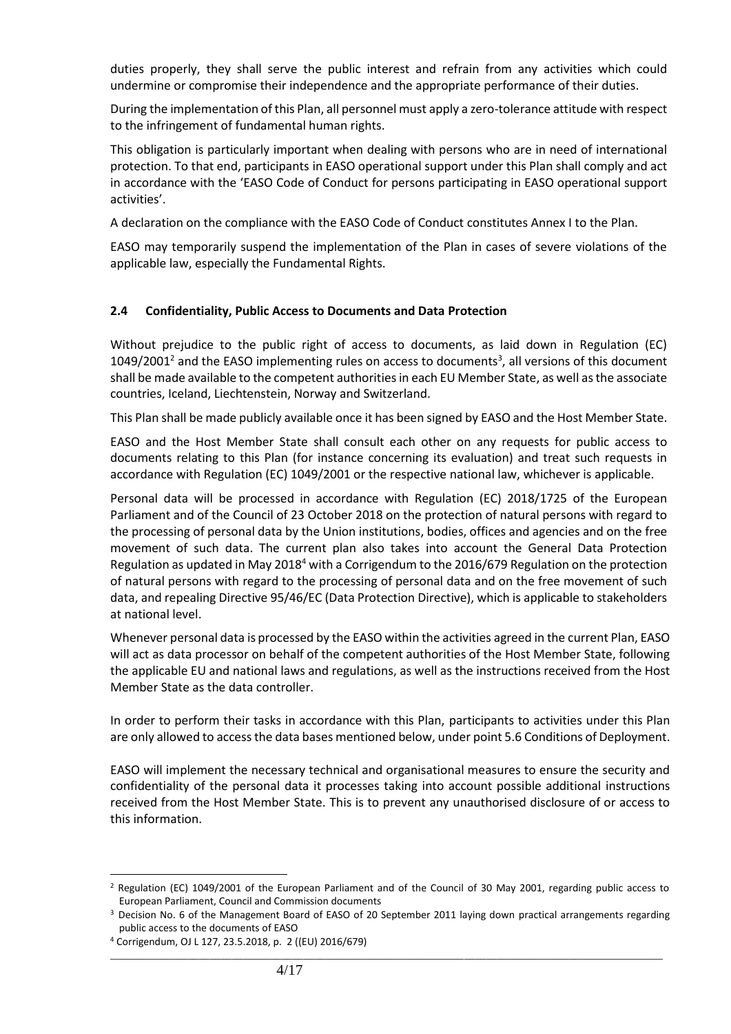duties properly, they shall serve the public interest and refrain from any activities which could undermine or compromise their independence and the appropriate performance of their duties.

During the implementation of this Plan, all personnel must apply a zero-tolerance attitude with respect to the infringement of fundamental human rights.

This obligation is particularly important when dealing with persons who are in need of international protection. To that end, participants in EASO operational support under this Plan shall comply and act in accordance with the 'EASO Code of Conduct for persons participating in EASO operational support activities'.

A declaration on the compliance with the EASO Code of Conduct constitutes Annex I to the Plan.

EASO may temporarily suspend the implementation of the Plan in cases of severe violations of the applicable law, especially the Fundamental Rights.

### 2.4 Confidentiality, Public Access to Documents and Data Protection

Without prejudice to the public right of access to documents, as laid down in Regulation (EC) 1049/2001[2] and the EASO implementing rules on access to documents[3], all versions of this document shall be made available to the competent authorities in each EU Member State, as well as the associate countries, Iceland, Liechtenstein, Norway and Switzerland.

This Plan shall be made publicly available once it has been signed by EASO and the Host Member State.

EASO and the Host Member State shall consult each other on any requests for public access to documents relating to this Plan (for instance concerning its evaluation) and treat such requests in accordance with Regulation (EC) 1049/2001 or the respective national law, whichever is applicable.

Personal data will be processed in accordance with Regulation (EC) 2018/1725 of the European Parliament and of the Council of 23 October 2018 on the protection of natural persons with regard to the processing of personal data by the Union institutions, bodies, offices and agencies and on the free movement of such data. The current plan also takes into account the General Data Protection Regulation as updated in May 2018[4] with a Corrigendum to the 2016/679 Regulation on the protection of natural persons with regard to the processing of personal data and on the free movement of such data, and repealing Directive 95/46/EC (Data Protection Directive), which is applicable to stakeholders at national level.

Whenever personal data is processed by the EASO within the activities agreed in the current Plan, EASO will act as data processor on behalf of the competent authorities of the Host Member State, following the applicable EU and national laws and regulations, as well as the instructions received from the Host Member State as the data controller.

In order to perform their tasks in accordance with this Plan, participants to activities under this Plan are only allowed to access the data bases mentioned below, under point 5.6 Conditions of Deployment.

EASO will implement the necessary technical and organisational measures to ensure the security and confidentiality of the personal data it processes taking into account possible additional instructions received from the Host Member State. This is to prevent any unauthorised disclosure of or access to this information.

---

[2] Regulation (EC) 1049/2001 of the European Parliament and of the Council of 30 May 2001, regarding public access to European Parliament, Council and Commission documents

[3] Decision No. 6 of the Management Board of EASO of 20 September 2011 laying down practical arrangements regarding public access to the documents of EASO

[4] Corrigendum, OJ L 127, 23.5.2018, p. 2 ((EU) 2016/679)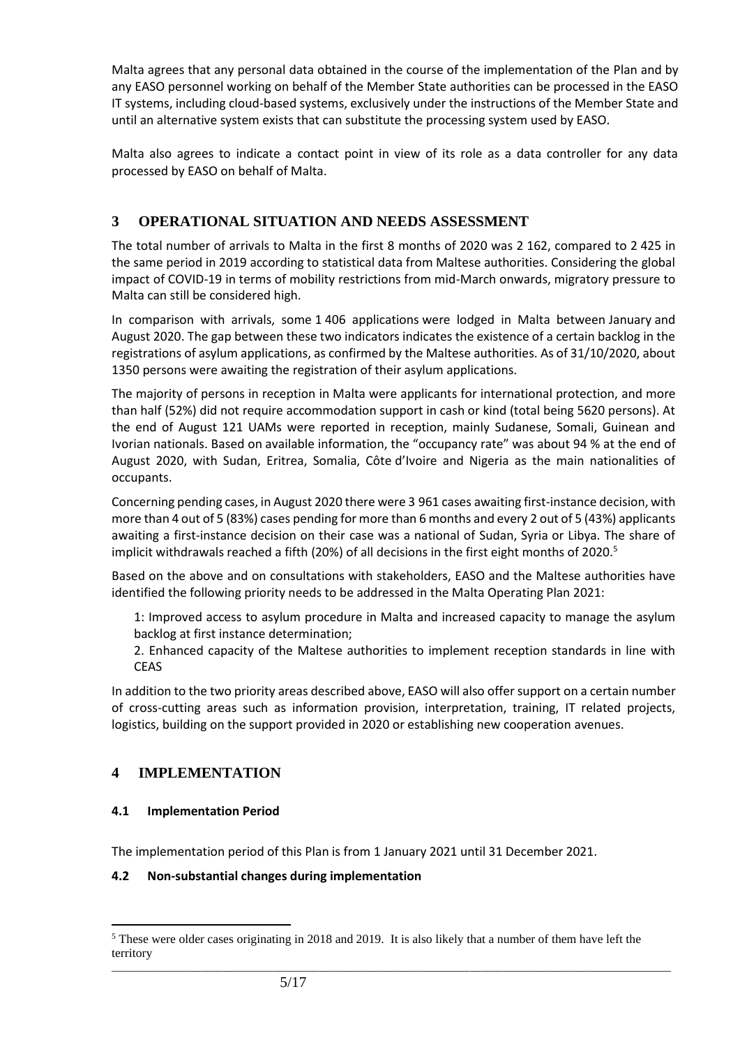Malta agrees that any personal data obtained in the course of the implementation of the Plan and by any EASO personnel working on behalf of the Member State authorities can be processed in the EASO IT systems, including cloud-based systems, exclusively under the instructions of the Member State and until an alternative system exists that can substitute the processing system used by EASO.

Malta also agrees to indicate a contact point in view of its role as a data controller for any data processed by EASO on behalf of Malta.

# 3 OPERATIONAL SITUATION AND NEEDS ASSESSMENT

The total number of arrivals to Malta in the first 8 months of 2020 was 2 162, compared to 2 425 in the same period in 2019 according to statistical data from Maltese authorities. Considering the global impact of COVID-19 in terms of mobility restrictions from mid-March onwards, migratory pressure to Malta can still be considered high.

In comparison with arrivals, some 1 406 applications were lodged in Malta between January and August 2020. The gap between these two indicators indicates the existence of a certain backlog in the registrations of asylum applications, as confirmed by the Maltese authorities. As of 31/10/2020, about 1350 persons were awaiting the registration of their asylum applications.

The majority of persons in reception in Malta were applicants for international protection, and more than half (52%) did not require accommodation support in cash or kind (total being 5620 persons). At the end of August 121 UAMs were reported in reception, mainly Sudanese, Somali, Guinean and Ivorian nationals. Based on available information, the "occupancy rate" was about 94 % at the end of August 2020, with Sudan, Eritrea, Somalia, Côte d'Ivoire and Nigeria as the main nationalities of occupants.

Concerning pending cases, in August 2020 there were 3 961 cases awaiting first-instance decision, with more than 4 out of 5 (83%) cases pending for more than 6 months and every 2 out of 5 (43%) applicants awaiting a first-instance decision on their case was a national of Sudan, Syria or Libya. The share of implicit withdrawals reached a fifth (20%) of all decisions in the first eight months of 2020.[5]

Based on the above and on consultations with stakeholders, EASO and the Maltese authorities have identified the following priority needs to be addressed in the Malta Operating Plan 2021:

1: Improved access to asylum procedure in Malta and increased capacity to manage the asylum backlog at first instance determination;

2. Enhanced capacity of the Maltese authorities to implement reception standards in line with CEAS

In addition to the two priority areas described above, EASO will also offer support on a certain number of cross-cutting areas such as information provision, interpretation, training, IT related projects, logistics, building on the support provided in 2020 or establishing new cooperation avenues.

# 4 IMPLEMENTATION

## 4.1 Implementation Period

The implementation period of this Plan is from 1 January 2021 until 31 December 2021.

## 4.2 Non-substantial changes during implementation

[5] These were older cases originating in 2018 and 2019. It is also likely that a number of them have left the territory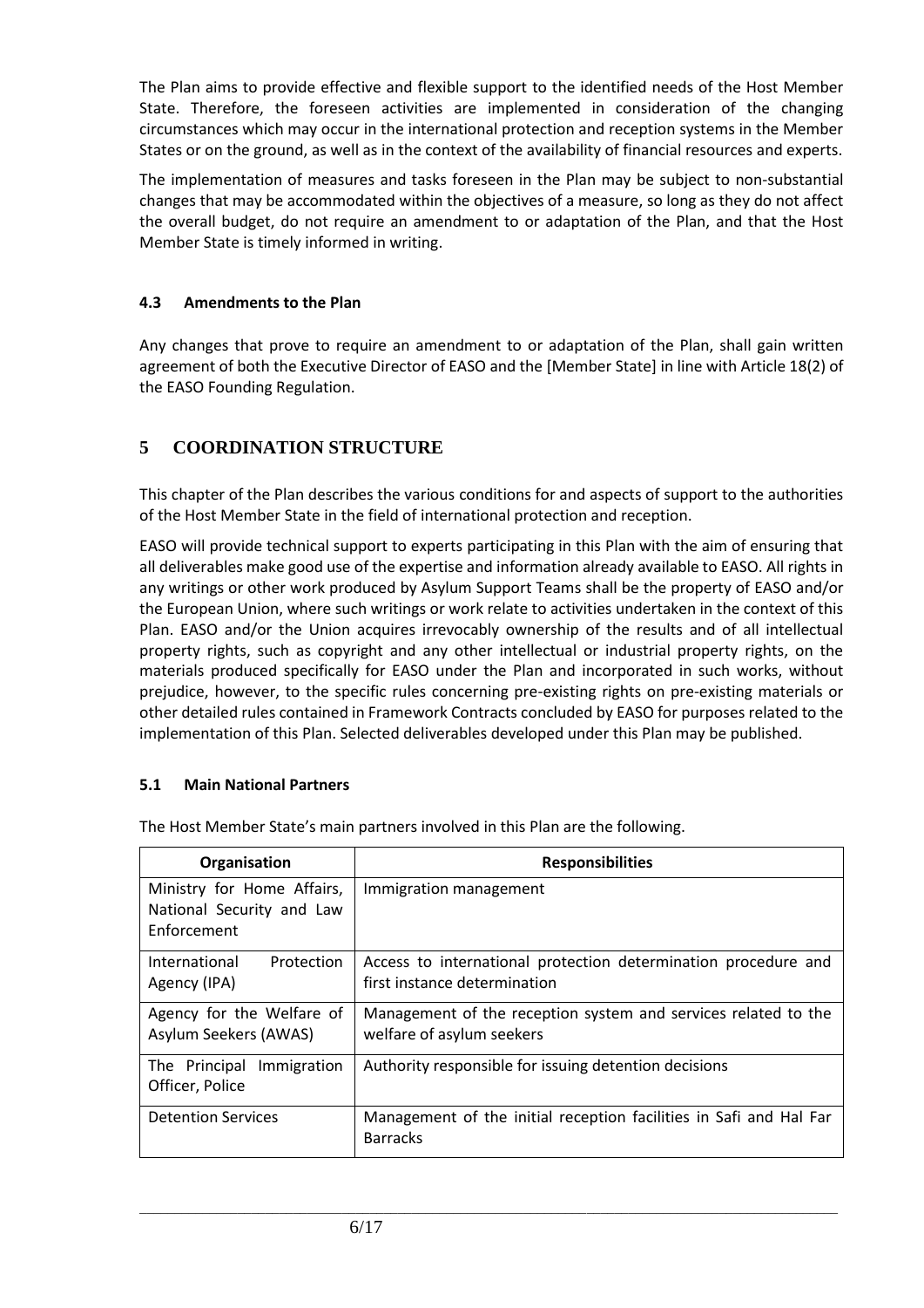The Plan aims to provide effective and flexible support to the identified needs of the Host Member State. Therefore, the foreseen activities are implemented in consideration of the changing circumstances which may occur in the international protection and reception systems in the Member States or on the ground, as well as in the context of the availability of financial resources and experts.

The implementation of measures and tasks foreseen in the Plan may be subject to non-substantial changes that may be accommodated within the objectives of a measure, so long as they do not affect the overall budget, do not require an amendment to or adaptation of the Plan, and that the Host Member State is timely informed in writing.

### 4.3 Amendments to the Plan

Any changes that prove to require an amendment to or adaptation of the Plan, shall gain written agreement of both the Executive Director of EASO and the [Member State] in line with Article 18(2) of the EASO Founding Regulation.

## 5 COORDINATION STRUCTURE

This chapter of the Plan describes the various conditions for and aspects of support to the authorities of the Host Member State in the field of international protection and reception.

EASO will provide technical support to experts participating in this Plan with the aim of ensuring that all deliverables make good use of the expertise and information already available to EASO. All rights in any writings or other work produced by Asylum Support Teams shall be the property of EASO and/or the European Union, where such writings or work relate to activities undertaken in the context of this Plan. EASO and/or the Union acquires irrevocably ownership of the results and of all intellectual property rights, such as copyright and any other intellectual or industrial property rights, on the materials produced specifically for EASO under the Plan and incorporated in such works, without prejudice, however, to the specific rules concerning pre-existing rights on pre-existing materials or other detailed rules contained in Framework Contracts concluded by EASO for purposes related to the implementation of this Plan. Selected deliverables developed under this Plan may be published.

### 5.1 Main National Partners

The Host Member State's main partners involved in this Plan are the following.

| Organisation | Responsibilities |
|---|---|
| Ministry for Home Affairs, National Security and Law Enforcement | Immigration management |
| International Protection Agency (IPA) | Access to international protection determination procedure and first instance determination |
| Agency for the Welfare of Asylum Seekers (AWAS) | Management of the reception system and services related to the welfare of asylum seekers |
| The Principal Immigration Officer, Police | Authority responsible for issuing detention decisions |
| Detention Services | Management of the initial reception facilities in Safi and Hal Far Barracks |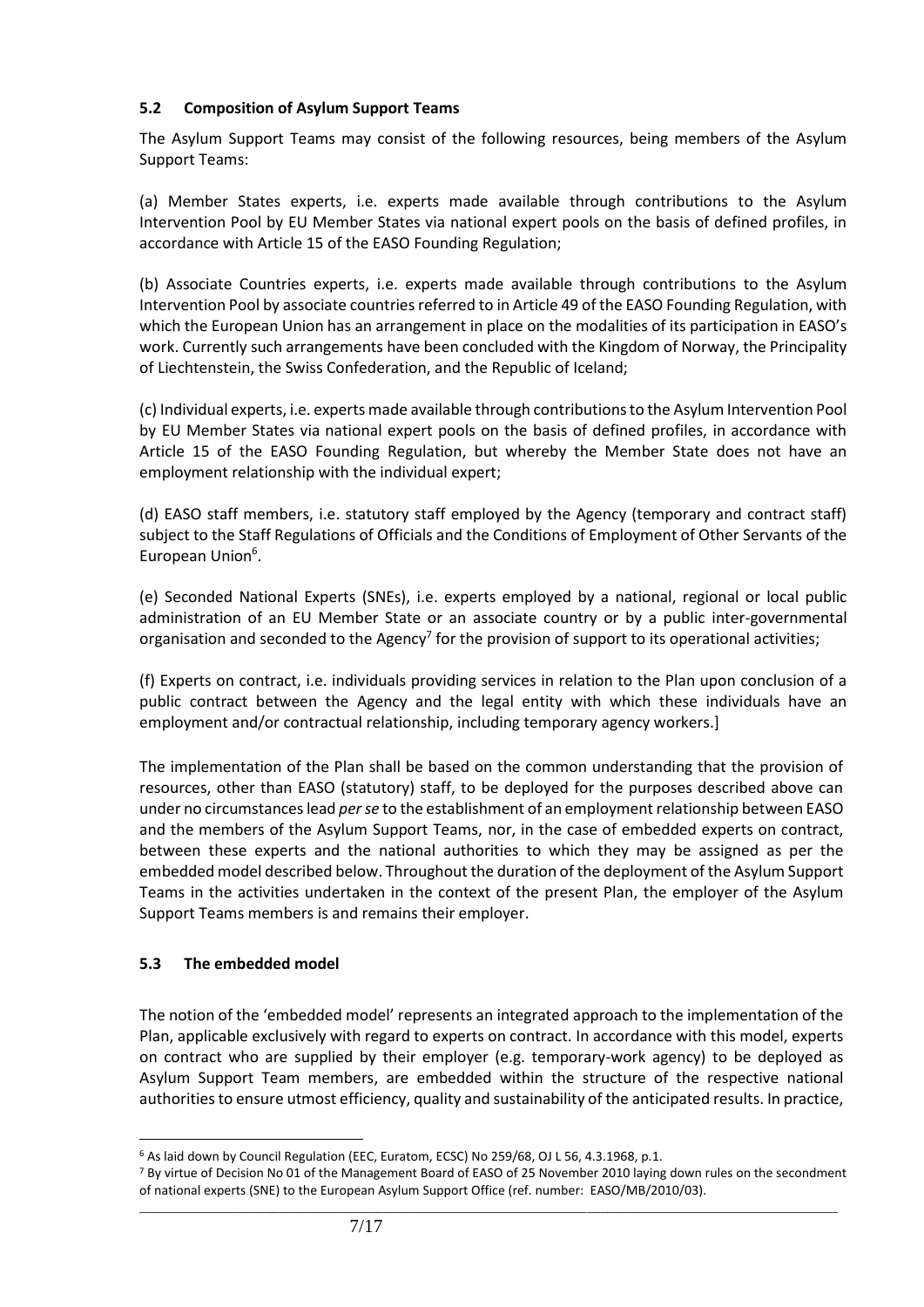### 5.2 Composition of Asylum Support Teams

The Asylum Support Teams may consist of the following resources, being members of the Asylum Support Teams:

(a) Member States experts, i.e. experts made available through contributions to the Asylum Intervention Pool by EU Member States via national expert pools on the basis of defined profiles, in accordance with Article 15 of the EASO Founding Regulation;

(b) Associate Countries experts, i.e. experts made available through contributions to the Asylum Intervention Pool by associate countries referred to in Article 49 of the EASO Founding Regulation, with which the European Union has an arrangement in place on the modalities of its participation in EASO's work. Currently such arrangements have been concluded with the Kingdom of Norway, the Principality of Liechtenstein, the Swiss Confederation, and the Republic of Iceland;

(c) Individual experts, i.e. experts made available through contributions to the Asylum Intervention Pool by EU Member States via national expert pools on the basis of defined profiles, in accordance with Article 15 of the EASO Founding Regulation, but whereby the Member State does not have an employment relationship with the individual expert;

(d) EASO staff members, i.e. statutory staff employed by the Agency (temporary and contract staff) subject to the Staff Regulations of Officials and the Conditions of Employment of Other Servants of the European Union[6].

(e) Seconded National Experts (SNEs), i.e. experts employed by a national, regional or local public administration of an EU Member State or an associate country or by a public inter-governmental organisation and seconded to the Agency[7] for the provision of support to its operational activities;

(f) Experts on contract, i.e. individuals providing services in relation to the Plan upon conclusion of a public contract between the Agency and the legal entity with which these individuals have an employment and/or contractual relationship, including temporary agency workers.]

The implementation of the Plan shall be based on the common understanding that the provision of resources, other than EASO (statutory) staff, to be deployed for the purposes described above can under no circumstances lead *per se* to the establishment of an employment relationship between EASO and the members of the Asylum Support Teams, nor, in the case of embedded experts on contract, between these experts and the national authorities to which they may be assigned as per the embedded model described below. Throughout the duration of the deployment of the Asylum Support Teams in the activities undertaken in the context of the present Plan, the employer of the Asylum Support Teams members is and remains their employer.

### 5.3 The embedded model

The notion of the 'embedded model' represents an integrated approach to the implementation of the Plan, applicable exclusively with regard to experts on contract. In accordance with this model, experts on contract who are supplied by their employer (e.g. temporary-work agency) to be deployed as Asylum Support Team members, are embedded within the structure of the respective national authorities to ensure utmost efficiency, quality and sustainability of the anticipated results. In practice,

---

[6] As laid down by Council Regulation (EEC, Euratom, ECSC) No 259/68, OJ L 56, 4.3.1968, p.1.

[7] By virtue of Decision No 01 of the Management Board of EASO of 25 November 2010 laying down rules on the secondment of national experts (SNE) to the European Asylum Support Office (ref. number: EASO/MB/2010/03).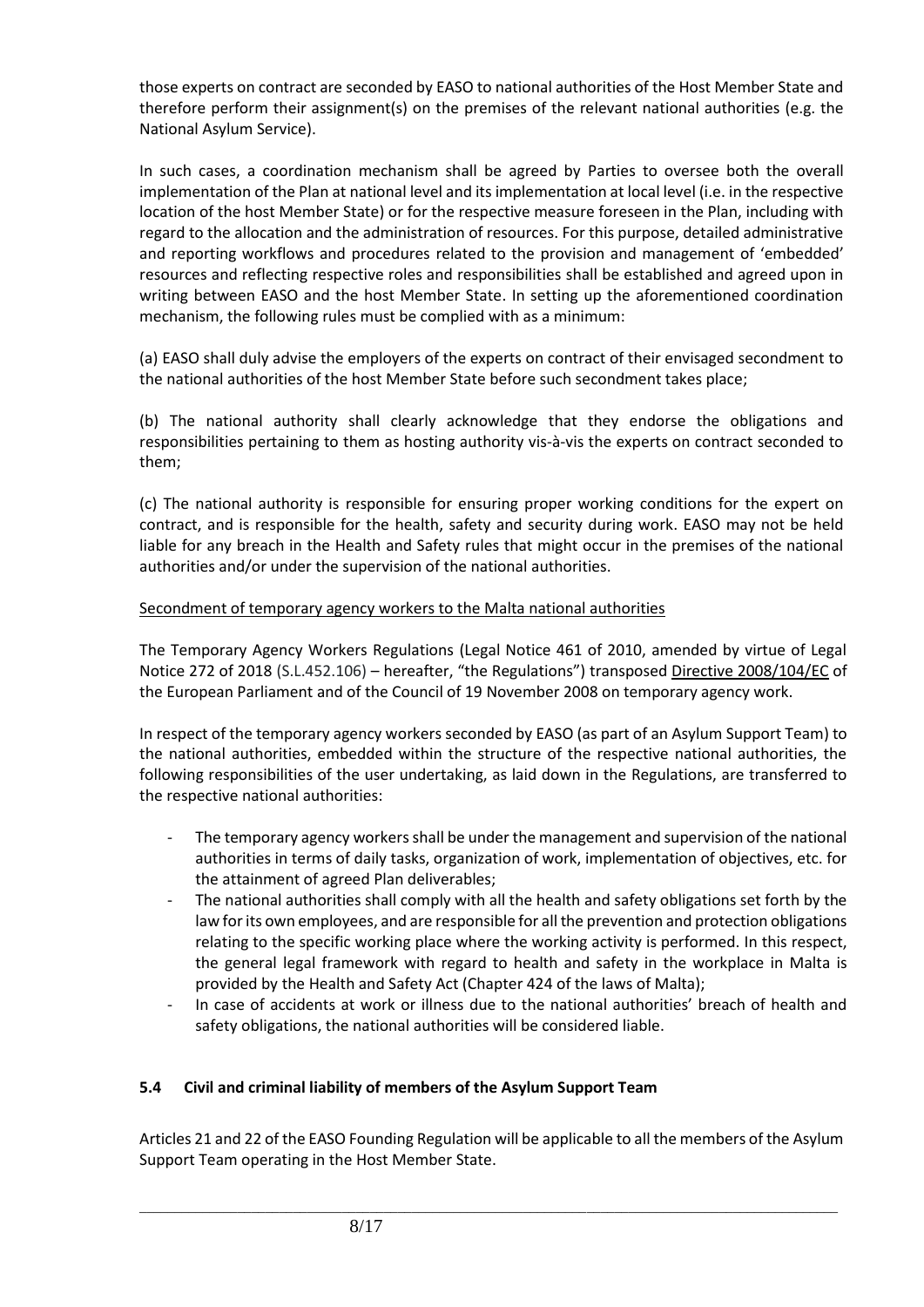those experts on contract are seconded by EASO to national authorities of the Host Member State and therefore perform their assignment(s) on the premises of the relevant national authorities (e.g. the National Asylum Service).

In such cases, a coordination mechanism shall be agreed by Parties to oversee both the overall implementation of the Plan at national level and its implementation at local level (i.e. in the respective location of the host Member State) or for the respective measure foreseen in the Plan, including with regard to the allocation and the administration of resources. For this purpose, detailed administrative and reporting workflows and procedures related to the provision and management of 'embedded' resources and reflecting respective roles and responsibilities shall be established and agreed upon in writing between EASO and the host Member State. In setting up the aforementioned coordination mechanism, the following rules must be complied with as a minimum:

(a) EASO shall duly advise the employers of the experts on contract of their envisaged secondment to the national authorities of the host Member State before such secondment takes place;

(b) The national authority shall clearly acknowledge that they endorse the obligations and responsibilities pertaining to them as hosting authority vis-à-vis the experts on contract seconded to them;

(c) The national authority is responsible for ensuring proper working conditions for the expert on contract, and is responsible for the health, safety and security during work. EASO may not be held liable for any breach in the Health and Safety rules that might occur in the premises of the national authorities and/or under the supervision of the national authorities.

Secondment of temporary agency workers to the Malta national authorities

The Temporary Agency Workers Regulations (Legal Notice 461 of 2010, amended by virtue of Legal Notice 272 of 2018 (S.L.452.106) – hereafter, "the Regulations") transposed Directive 2008/104/EC of the European Parliament and of the Council of 19 November 2008 on temporary agency work.

In respect of the temporary agency workers seconded by EASO (as part of an Asylum Support Team) to the national authorities, embedded within the structure of the respective national authorities, the following responsibilities of the user undertaking, as laid down in the Regulations, are transferred to the respective national authorities:

- The temporary agency workers shall be under the management and supervision of the national authorities in terms of daily tasks, organization of work, implementation of objectives, etc. for the attainment of agreed Plan deliverables;
- The national authorities shall comply with all the health and safety obligations set forth by the law for its own employees, and are responsible for all the prevention and protection obligations relating to the specific working place where the working activity is performed. In this respect, the general legal framework with regard to health and safety in the workplace in Malta is provided by the Health and Safety Act (Chapter 424 of the laws of Malta);
- In case of accidents at work or illness due to the national authorities' breach of health and safety obligations, the national authorities will be considered liable.

### 5.4 Civil and criminal liability of members of the Asylum Support Team

Articles 21 and 22 of the EASO Founding Regulation will be applicable to all the members of the Asylum Support Team operating in the Host Member State.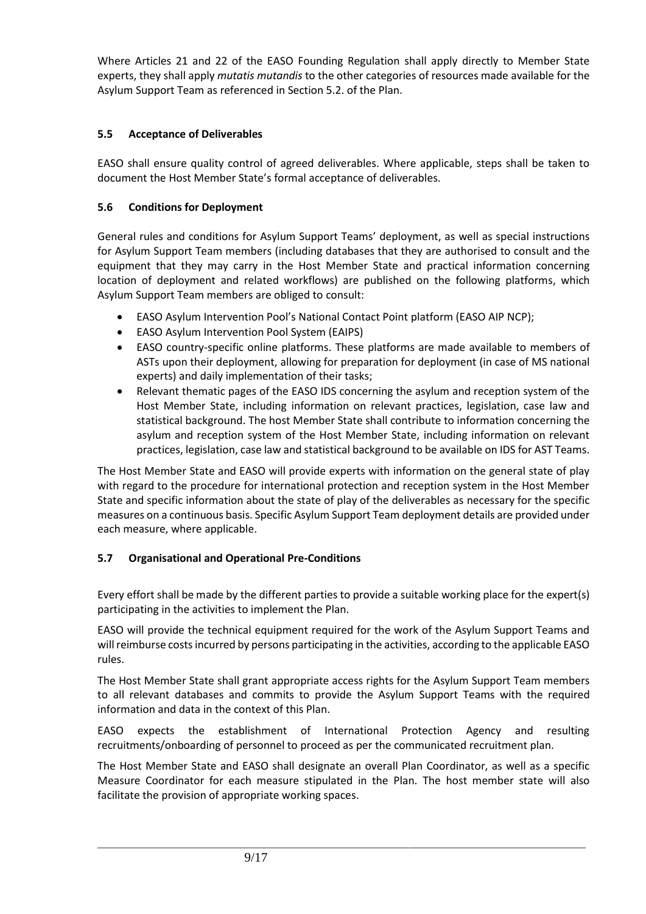Where Articles 21 and 22 of the EASO Founding Regulation shall apply directly to Member State experts, they shall apply *mutatis mutandis* to the other categories of resources made available for the Asylum Support Team as referenced in Section 5.2. of the Plan.

### 5.5 Acceptance of Deliverables

EASO shall ensure quality control of agreed deliverables. Where applicable, steps shall be taken to document the Host Member State's formal acceptance of deliverables.

### 5.6 Conditions for Deployment

General rules and conditions for Asylum Support Teams' deployment, as well as special instructions for Asylum Support Team members (including databases that they are authorised to consult and the equipment that they may carry in the Host Member State and practical information concerning location of deployment and related workflows) are published on the following platforms, which Asylum Support Team members are obliged to consult:

- EASO Asylum Intervention Pool's National Contact Point platform (EASO AIP NCP);
- EASO Asylum Intervention Pool System (EAIPS)
- EASO country-specific online platforms. These platforms are made available to members of ASTs upon their deployment, allowing for preparation for deployment (in case of MS national experts) and daily implementation of their tasks;
- Relevant thematic pages of the EASO IDS concerning the asylum and reception system of the Host Member State, including information on relevant practices, legislation, case law and statistical background. The host Member State shall contribute to information concerning the asylum and reception system of the Host Member State, including information on relevant practices, legislation, case law and statistical background to be available on IDS for AST Teams.

The Host Member State and EASO will provide experts with information on the general state of play with regard to the procedure for international protection and reception system in the Host Member State and specific information about the state of play of the deliverables as necessary for the specific measures on a continuous basis. Specific Asylum Support Team deployment details are provided under each measure, where applicable.

### 5.7 Organisational and Operational Pre-Conditions

Every effort shall be made by the different parties to provide a suitable working place for the expert(s) participating in the activities to implement the Plan.

EASO will provide the technical equipment required for the work of the Asylum Support Teams and will reimburse costs incurred by persons participating in the activities, according to the applicable EASO rules.

The Host Member State shall grant appropriate access rights for the Asylum Support Team members to all relevant databases and commits to provide the Asylum Support Teams with the required information and data in the context of this Plan.

EASO expects the establishment of International Protection Agency and resulting recruitments/onboarding of personnel to proceed as per the communicated recruitment plan.

The Host Member State and EASO shall designate an overall Plan Coordinator, as well as a specific Measure Coordinator for each measure stipulated in the Plan. The host member state will also facilitate the provision of appropriate working spaces.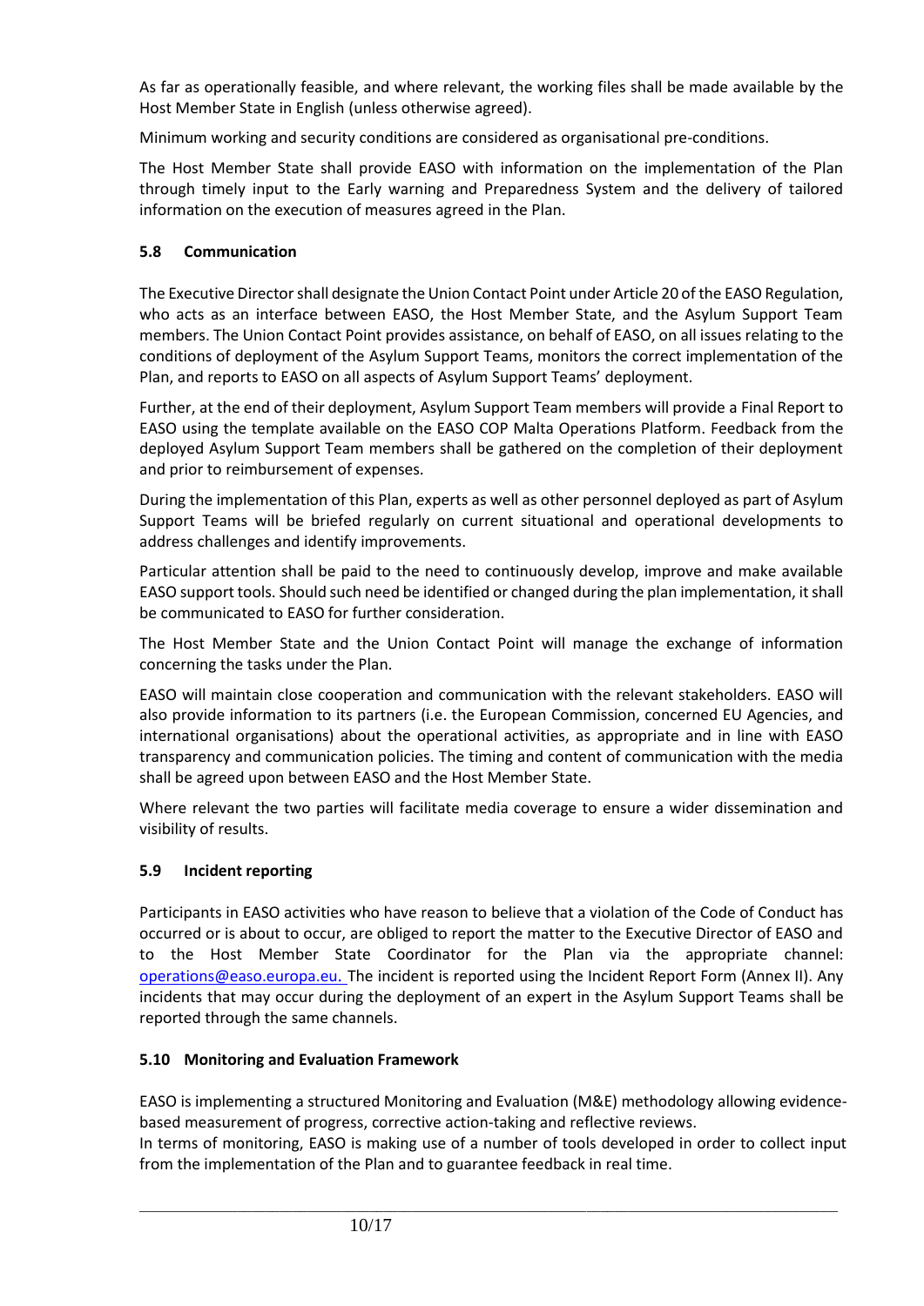As far as operationally feasible, and where relevant, the working files shall be made available by the Host Member State in English (unless otherwise agreed).

Minimum working and security conditions are considered as organisational pre-conditions.

The Host Member State shall provide EASO with information on the implementation of the Plan through timely input to the Early warning and Preparedness System and the delivery of tailored information on the execution of measures agreed in the Plan.

### 5.8 Communication

The Executive Director shall designate the Union Contact Point under Article 20 of the EASO Regulation, who acts as an interface between EASO, the Host Member State, and the Asylum Support Team members. The Union Contact Point provides assistance, on behalf of EASO, on all issues relating to the conditions of deployment of the Asylum Support Teams, monitors the correct implementation of the Plan, and reports to EASO on all aspects of Asylum Support Teams' deployment.

Further, at the end of their deployment, Asylum Support Team members will provide a Final Report to EASO using the template available on the EASO COP Malta Operations Platform. Feedback from the deployed Asylum Support Team members shall be gathered on the completion of their deployment and prior to reimbursement of expenses.

During the implementation of this Plan, experts as well as other personnel deployed as part of Asylum Support Teams will be briefed regularly on current situational and operational developments to address challenges and identify improvements.

Particular attention shall be paid to the need to continuously develop, improve and make available EASO support tools. Should such need be identified or changed during the plan implementation, it shall be communicated to EASO for further consideration.

The Host Member State and the Union Contact Point will manage the exchange of information concerning the tasks under the Plan.

EASO will maintain close cooperation and communication with the relevant stakeholders. EASO will also provide information to its partners (i.e. the European Commission, concerned EU Agencies, and international organisations) about the operational activities, as appropriate and in line with EASO transparency and communication policies. The timing and content of communication with the media shall be agreed upon between EASO and the Host Member State.

Where relevant the two parties will facilitate media coverage to ensure a wider dissemination and visibility of results.

### 5.9 Incident reporting

Participants in EASO activities who have reason to believe that a violation of the Code of Conduct has occurred or is about to occur, are obliged to report the matter to the Executive Director of EASO and to the Host Member State Coordinator for the Plan via the appropriate channel: operations@easo.europa.eu. The incident is reported using the Incident Report Form (Annex II). Any incidents that may occur during the deployment of an expert in the Asylum Support Teams shall be reported through the same channels.

### 5.10 Monitoring and Evaluation Framework

EASO is implementing a structured Monitoring and Evaluation (M&E) methodology allowing evidence-based measurement of progress, corrective action-taking and reflective reviews.
In terms of monitoring, EASO is making use of a number of tools developed in order to collect input from the implementation of the Plan and to guarantee feedback in real time.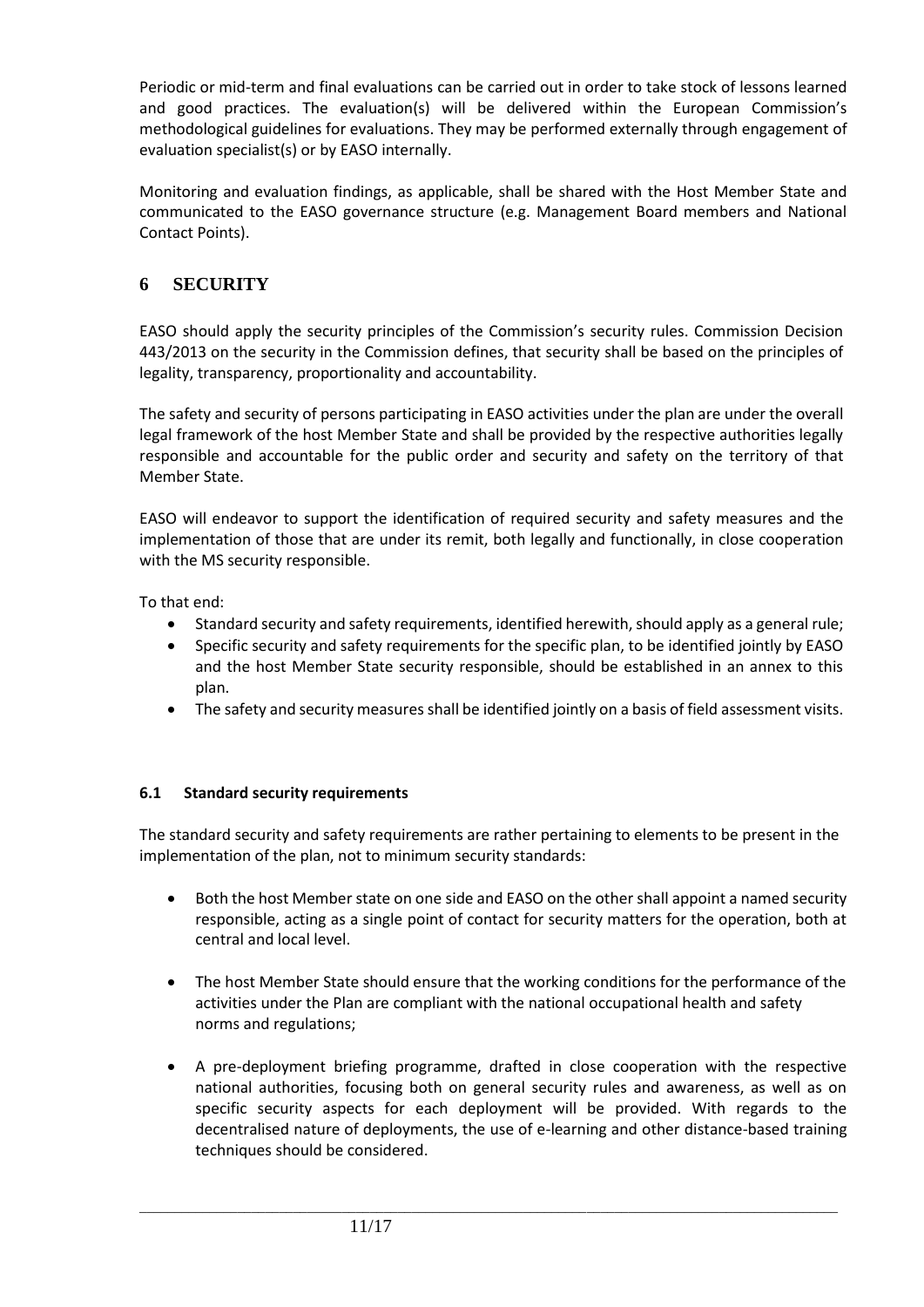Periodic or mid-term and final evaluations can be carried out in order to take stock of lessons learned and good practices. The evaluation(s) will be delivered within the European Commission's methodological guidelines for evaluations. They may be performed externally through engagement of evaluation specialist(s) or by EASO internally.

Monitoring and evaluation findings, as applicable, shall be shared with the Host Member State and communicated to the EASO governance structure (e.g. Management Board members and National Contact Points).

# 6 SECURITY

EASO should apply the security principles of the Commission's security rules. Commission Decision 443/2013 on the security in the Commission defines, that security shall be based on the principles of legality, transparency, proportionality and accountability.

The safety and security of persons participating in EASO activities under the plan are under the overall legal framework of the host Member State and shall be provided by the respective authorities legally responsible and accountable for the public order and security and safety on the territory of that Member State.

EASO will endeavor to support the identification of required security and safety measures and the implementation of those that are under its remit, both legally and functionally, in close cooperation with the MS security responsible.

To that end:

- Standard security and safety requirements, identified herewith, should apply as a general rule;
- Specific security and safety requirements for the specific plan, to be identified jointly by EASO and the host Member State security responsible, should be established in an annex to this plan.
- The safety and security measures shall be identified jointly on a basis of field assessment visits.

## 6.1 Standard security requirements

The standard security and safety requirements are rather pertaining to elements to be present in the implementation of the plan, not to minimum security standards:

- Both the host Member state on one side and EASO on the other shall appoint a named security responsible, acting as a single point of contact for security matters for the operation, both at central and local level.
- The host Member State should ensure that the working conditions for the performance of the activities under the Plan are compliant with the national occupational health and safety norms and regulations;
- A pre-deployment briefing programme, drafted in close cooperation with the respective national authorities, focusing both on general security rules and awareness, as well as on specific security aspects for each deployment will be provided. With regards to the decentralised nature of deployments, the use of e-learning and other distance-based training techniques should be considered.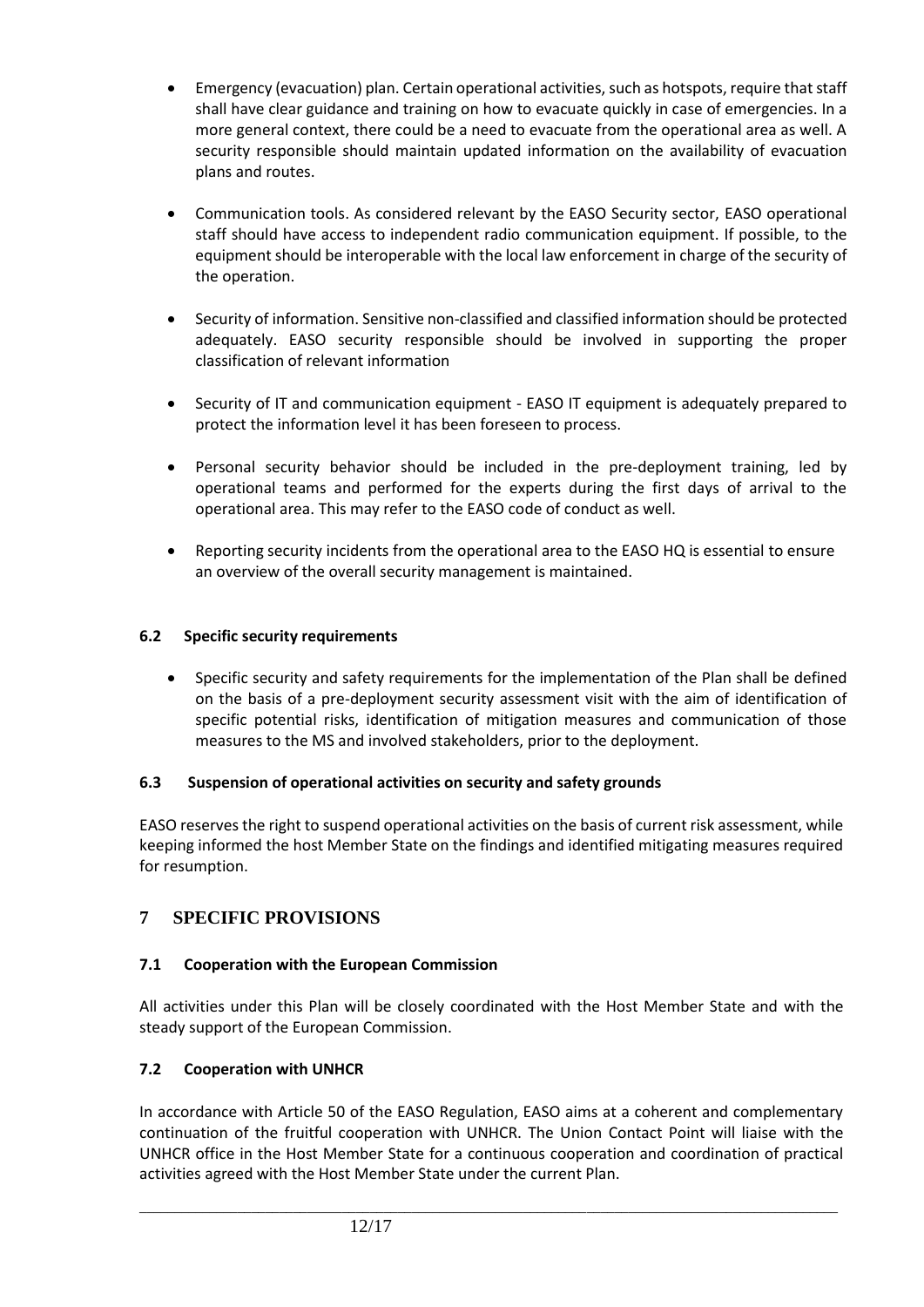- Emergency (evacuation) plan. Certain operational activities, such as hotspots, require that staff shall have clear guidance and training on how to evacuate quickly in case of emergencies. In a more general context, there could be a need to evacuate from the operational area as well. A security responsible should maintain updated information on the availability of evacuation plans and routes.

- Communication tools. As considered relevant by the EASO Security sector, EASO operational staff should have access to independent radio communication equipment. If possible, to the equipment should be interoperable with the local law enforcement in charge of the security of the operation.

- Security of information. Sensitive non-classified and classified information should be protected adequately. EASO security responsible should be involved in supporting the proper classification of relevant information

- Security of IT and communication equipment - EASO IT equipment is adequately prepared to protect the information level it has been foreseen to process.

- Personal security behavior should be included in the pre-deployment training, led by operational teams and performed for the experts during the first days of arrival to the operational area. This may refer to the EASO code of conduct as well.

- Reporting security incidents from the operational area to the EASO HQ is essential to ensure an overview of the overall security management is maintained.

### 6.2 Specific security requirements

- Specific security and safety requirements for the implementation of the Plan shall be defined on the basis of a pre-deployment security assessment visit with the aim of identification of specific potential risks, identification of mitigation measures and communication of those measures to the MS and involved stakeholders, prior to the deployment.

### 6.3 Suspension of operational activities on security and safety grounds

EASO reserves the right to suspend operational activities on the basis of current risk assessment, while keeping informed the host Member State on the findings and identified mitigating measures required for resumption.

## 7 SPECIFIC PROVISIONS

### 7.1 Cooperation with the European Commission

All activities under this Plan will be closely coordinated with the Host Member State and with the steady support of the European Commission.

### 7.2 Cooperation with UNHCR

In accordance with Article 50 of the EASO Regulation, EASO aims at a coherent and complementary continuation of the fruitful cooperation with UNHCR. The Union Contact Point will liaise with the UNHCR office in the Host Member State for a continuous cooperation and coordination of practical activities agreed with the Host Member State under the current Plan.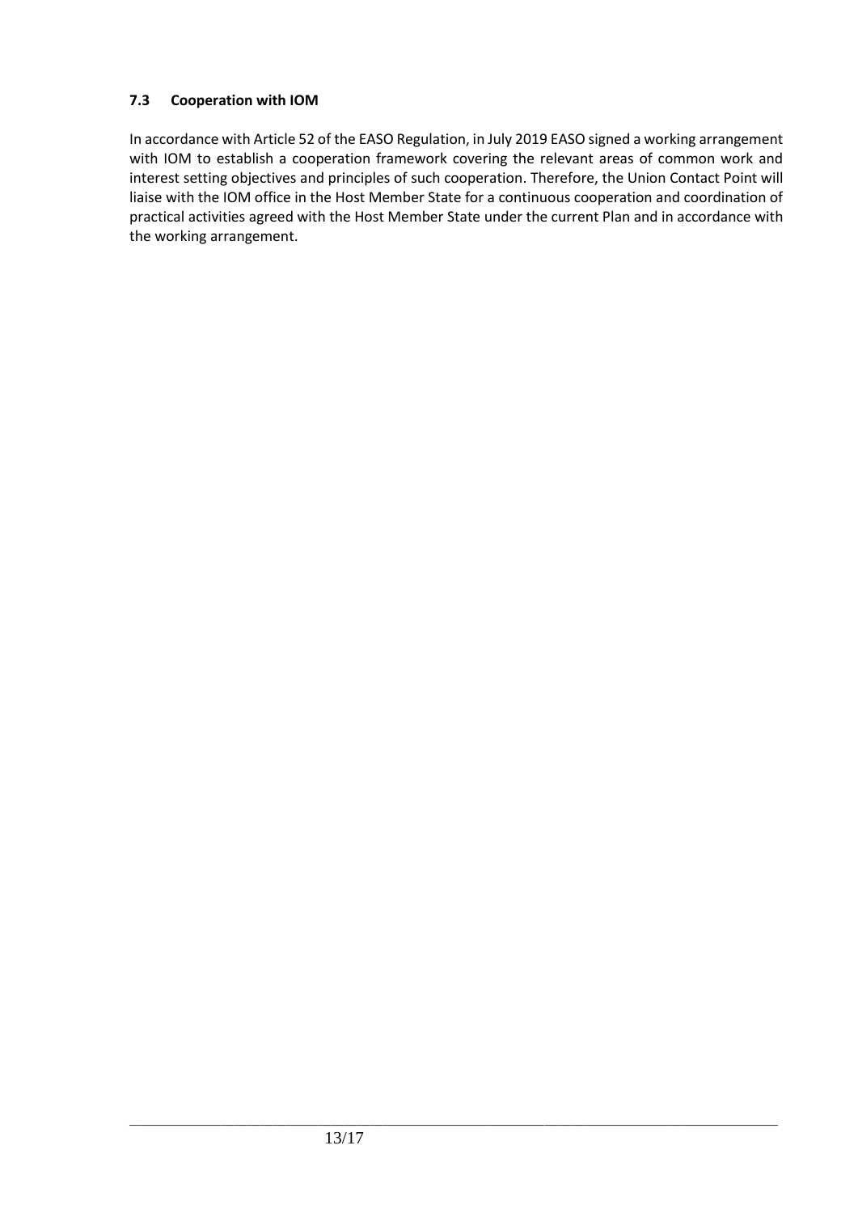### 7.3 Cooperation with IOM

In accordance with Article 52 of the EASO Regulation, in July 2019 EASO signed a working arrangement with IOM to establish a cooperation framework covering the relevant areas of common work and interest setting objectives and principles of such cooperation. Therefore, the Union Contact Point will liaise with the IOM office in the Host Member State for a continuous cooperation and coordination of practical activities agreed with the Host Member State under the current Plan and in accordance with the working arrangement.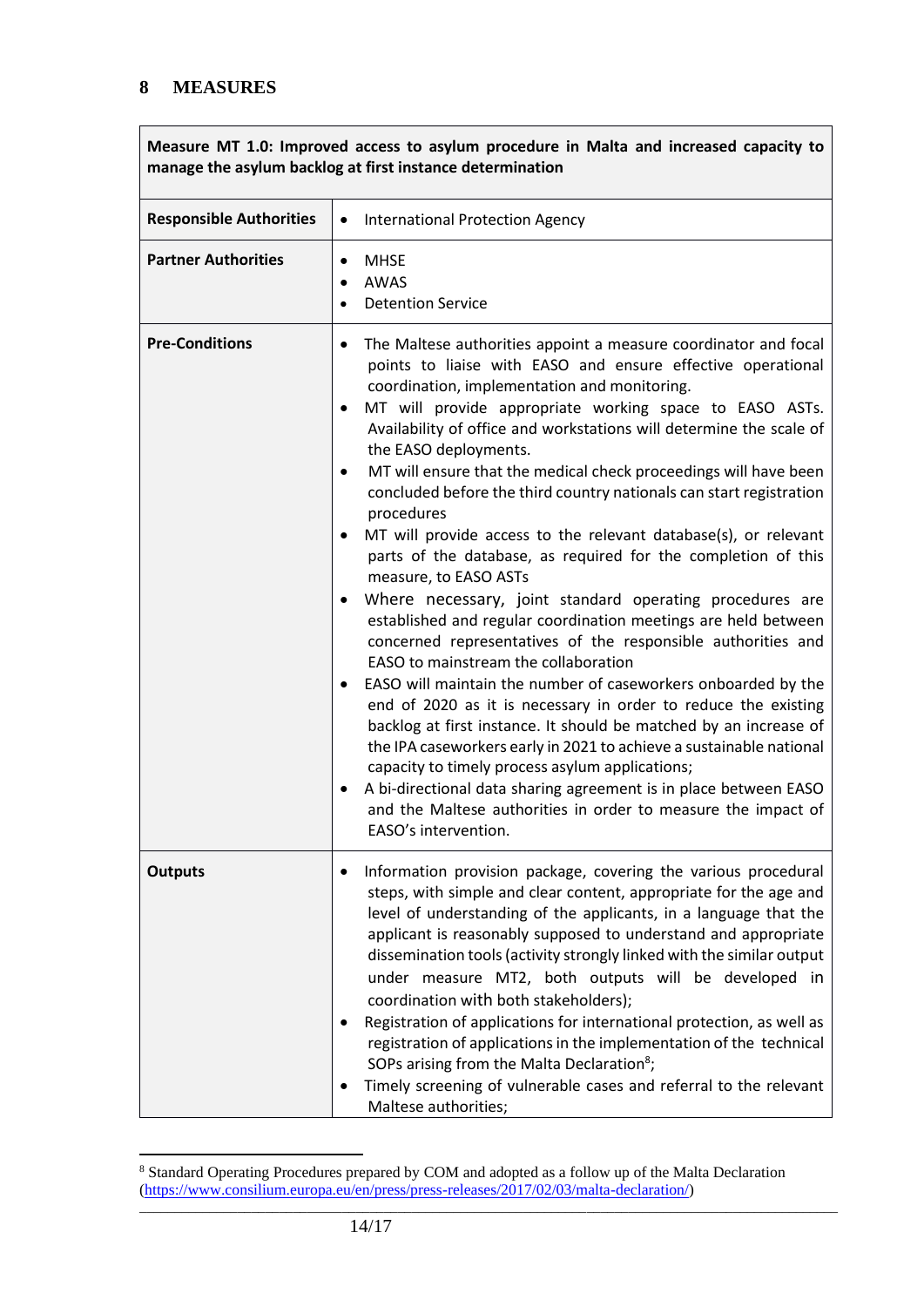## 8 MEASURES

| Measure MT 1.0: Improved access to asylum procedure in Malta and increased capacity to manage the asylum backlog at first instance determination | |
|---|---|
| **Responsible Authorities** | • International Protection Agency |
| **Partner Authorities** | • MHSE<br>• AWAS<br>• Detention Service |
| **Pre-Conditions** | • The Maltese authorities appoint a measure coordinator and focal points to liaise with EASO and ensure effective operational coordination, implementation and monitoring.<br>• MT will provide appropriate working space to EASO ASTs. Availability of office and workstations will determine the scale of the EASO deployments.<br>• MT will ensure that the medical check proceedings will have been concluded before the third country nationals can start registration procedures<br>• MT will provide access to the relevant database(s), or relevant parts of the database, as required for the completion of this measure, to EASO ASTs<br>• Where necessary, joint standard operating procedures are established and regular coordination meetings are held between concerned representatives of the responsible authorities and EASO to mainstream the collaboration<br>• EASO will maintain the number of caseworkers onboarded by the end of 2020 as it is necessary in order to reduce the existing backlog at first instance. It should be matched by an increase of the IPA caseworkers early in 2021 to achieve a sustainable national capacity to timely process asylum applications;<br>• A bi-directional data sharing agreement is in place between EASO and the Maltese authorities in order to measure the impact of EASO's intervention. |
| **Outputs** | • Information provision package, covering the various procedural steps, with simple and clear content, appropriate for the age and level of understanding of the applicants, in a language that the applicant is reasonably supposed to understand and appropriate dissemination tools (activity strongly linked with the similar output under measure MT2, both outputs will be developed in coordination with both stakeholders);<br>• Registration of applications for international protection, as well as registration of applications in the implementation of the technical SOPs arising from the Malta Declaration[8];<br>• Timely screening of vulnerable cases and referral to the relevant Maltese authorities; |

[8] Standard Operating Procedures prepared by COM and adopted as a follow up of the Malta Declaration (https://www.consilium.europa.eu/en/press/press-releases/2017/02/03/malta-declaration/)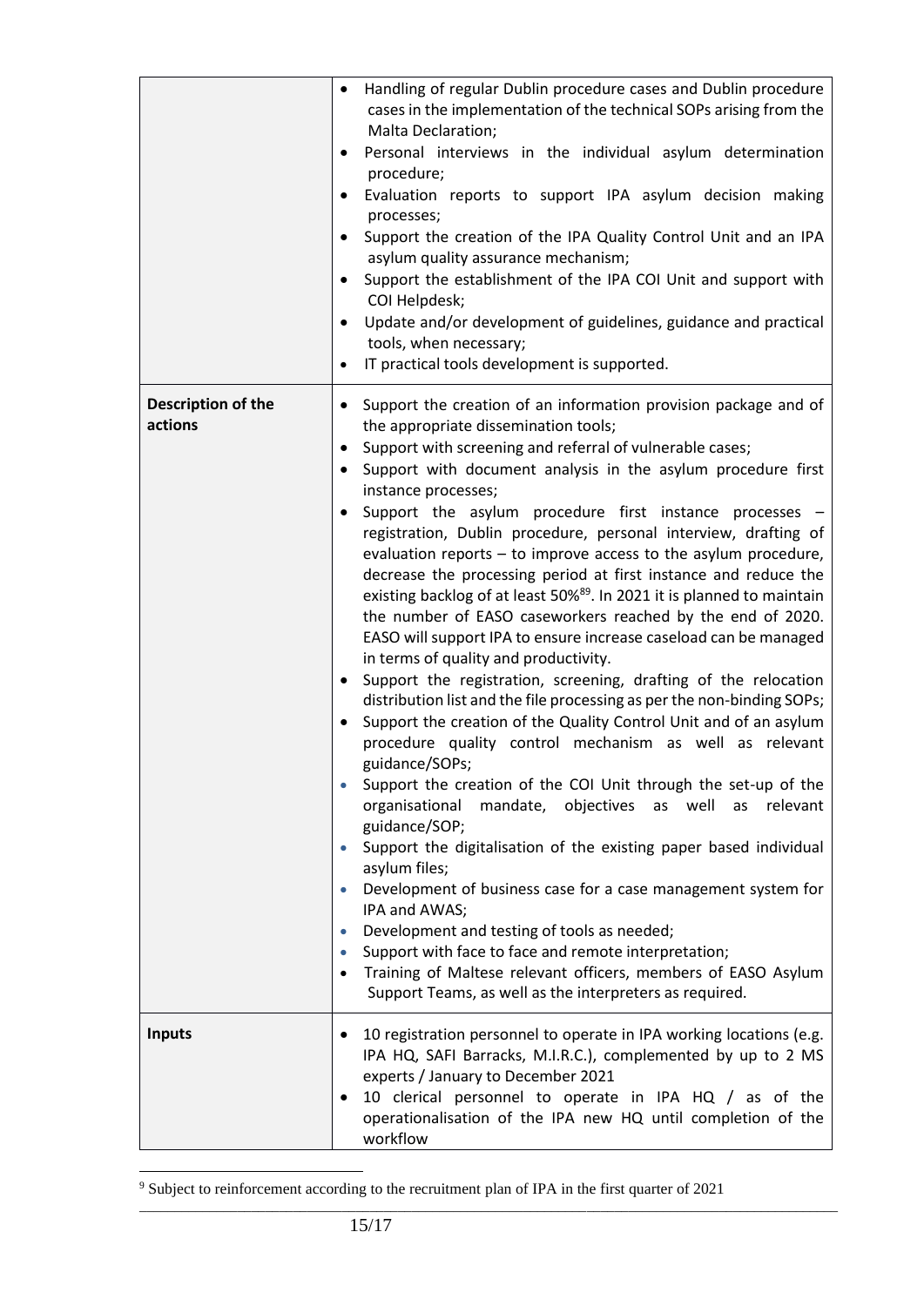| | |
|---|---|
| | • Handling of regular Dublin procedure cases and Dublin procedure cases in the implementation of the technical SOPs arising from the Malta Declaration;<br>• Personal interviews in the individual asylum determination procedure;<br>• Evaluation reports to support IPA asylum decision making processes;<br>• Support the creation of the IPA Quality Control Unit and an IPA asylum quality assurance mechanism;<br>• Support the establishment of the IPA COI Unit and support with COI Helpdesk;<br>• Update and/or development of guidelines, guidance and practical tools, when necessary;<br>• IT practical tools development is supported. |
| **Description of the actions** | • Support the creation of an information provision package and of the appropriate dissemination tools;<br>• Support with screening and referral of vulnerable cases;<br>• Support with document analysis in the asylum procedure first instance processes;<br>• Support the asylum procedure first instance processes – registration, Dublin procedure, personal interview, drafting of evaluation reports – to improve access to the asylum procedure, decrease the processing period at first instance and reduce the existing backlog of at least 50%[89]. In 2021 it is planned to maintain the number of EASO caseworkers reached by the end of 2020. EASO will support IPA to ensure increase caseload can be managed in terms of quality and productivity.<br>• Support the registration, screening, drafting of the relocation distribution list and the file processing as per the non-binding SOPs;<br>• Support the creation of the Quality Control Unit and of an asylum procedure quality control mechanism as well as relevant guidance/SOPs;<br>• Support the creation of the COI Unit through the set-up of the organisational mandate, objectives as well as relevant guidance/SOP;<br>• Support the digitalisation of the existing paper based individual asylum files;<br>• Development of business case for a case management system for IPA and AWAS;<br>• Development and testing of tools as needed;<br>• Support with face to face and remote interpretation;<br>• Training of Maltese relevant officers, members of EASO Asylum Support Teams, as well as the interpreters as required. |
| **Inputs** | • 10 registration personnel to operate in IPA working locations (e.g. IPA HQ, SAFI Barracks, M.I.R.C.), complemented by up to 2 MS experts / January to December 2021<br>• 10 clerical personnel to operate in IPA HQ / as of the operationalisation of the IPA new HQ until completion of the workflow |

[9] Subject to reinforcement according to the recruitment plan of IPA in the first quarter of 2021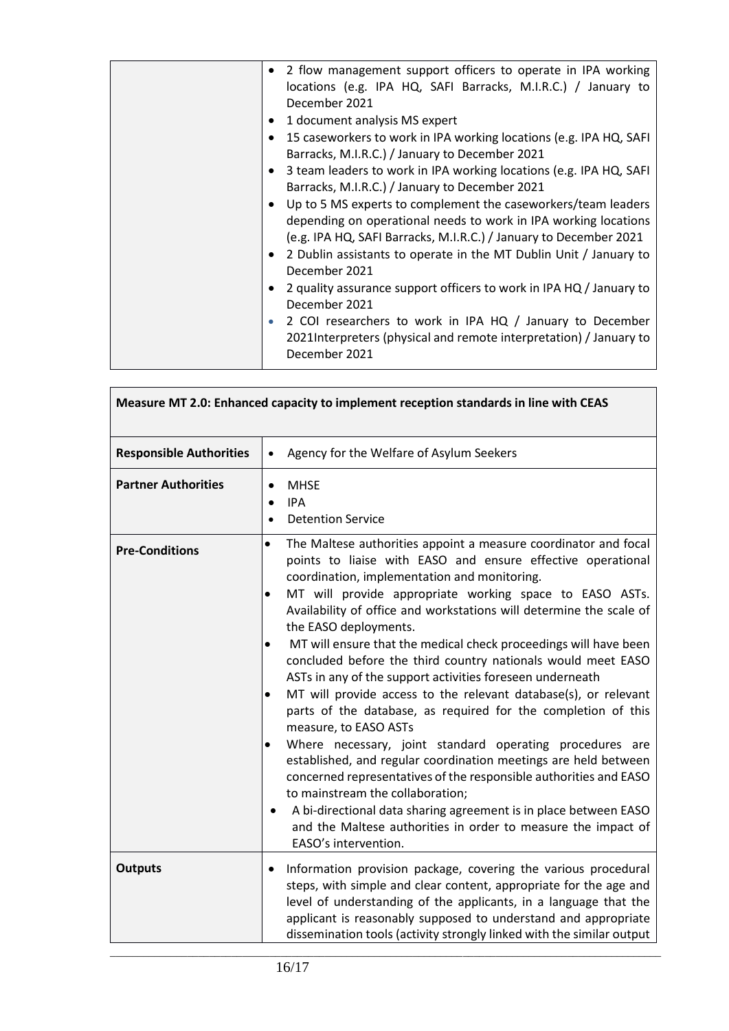| | |
|---|---|
| | • 2 flow management support officers to operate in IPA working locations (e.g. IPA HQ, SAFI Barracks, M.I.R.C.) / January to December 2021<br>• 1 document analysis MS expert<br>• 15 caseworkers to work in IPA working locations (e.g. IPA HQ, SAFI Barracks, M.I.R.C.) / January to December 2021<br>• 3 team leaders to work in IPA working locations (e.g. IPA HQ, SAFI Barracks, M.I.R.C.) / January to December 2021<br>• Up to 5 MS experts to complement the caseworkers/team leaders depending on operational needs to work in IPA working locations (e.g. IPA HQ, SAFI Barracks, M.I.R.C.) / January to December 2021<br>• 2 Dublin assistants to operate in the MT Dublin Unit / January to December 2021<br>• 2 quality assurance support officers to work in IPA HQ / January to December 2021<br>• 2 COI researchers to work in IPA HQ / January to December 2021Interpreters (physical and remote interpretation) / January to December 2021 |

| **Measure MT 2.0: Enhanced capacity to implement reception standards in line with CEAS** | |
|---|---|
| **Responsible Authorities** | • Agency for the Welfare of Asylum Seekers |
| **Partner Authorities** | • MHSE<br>• IPA<br>• Detention Service |
| **Pre-Conditions** | • The Maltese authorities appoint a measure coordinator and focal points to liaise with EASO and ensure effective operational coordination, implementation and monitoring.<br>• MT will provide appropriate working space to EASO ASTs. Availability of office and workstations will determine the scale of the EASO deployments.<br>• MT will ensure that the medical check proceedings will have been concluded before the third country nationals would meet EASO ASTs in any of the support activities foreseen underneath<br>• MT will provide access to the relevant database(s), or relevant parts of the database, as required for the completion of this measure, to EASO ASTs<br>• Where necessary, joint standard operating procedures are established, and regular coordination meetings are held between concerned representatives of the responsible authorities and EASO to mainstream the collaboration;<br>• A bi-directional data sharing agreement is in place between EASO and the Maltese authorities in order to measure the impact of EASO's intervention. |
| **Outputs** | • Information provision package, covering the various procedural steps, with simple and clear content, appropriate for the age and level of understanding of the applicants, in a language that the applicant is reasonably supposed to understand and appropriate dissemination tools (activity strongly linked with the similar output |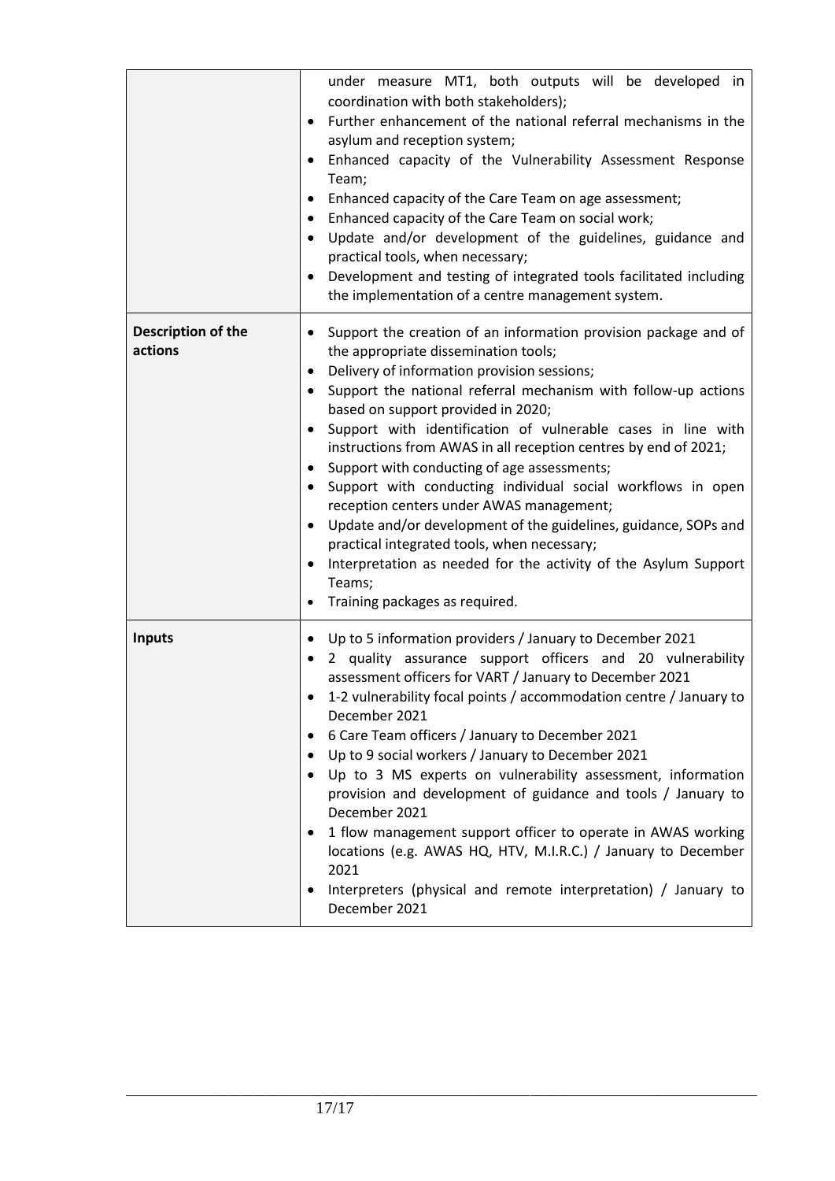| | |
|---|---|
| | under measure MT1, both outputs will be developed in coordination with both stakeholders);<br>• Further enhancement of the national referral mechanisms in the asylum and reception system;<br>• Enhanced capacity of the Vulnerability Assessment Response Team;<br>• Enhanced capacity of the Care Team on age assessment;<br>• Enhanced capacity of the Care Team on social work;<br>• Update and/or development of the guidelines, guidance and practical tools, when necessary;<br>• Development and testing of integrated tools facilitated including the implementation of a centre management system. |
| **Description of the actions** | • Support the creation of an information provision package and of the appropriate dissemination tools;<br>• Delivery of information provision sessions;<br>• Support the national referral mechanism with follow-up actions based on support provided in 2020;<br>• Support with identification of vulnerable cases in line with instructions from AWAS in all reception centres by end of 2021;<br>• Support with conducting of age assessments;<br>• Support with conducting individual social workflows in open reception centers under AWAS management;<br>• Update and/or development of the guidelines, guidance, SOPs and practical integrated tools, when necessary;<br>• Interpretation as needed for the activity of the Asylum Support Teams;<br>• Training packages as required. |
| **Inputs** | • Up to 5 information providers / January to December 2021<br>• 2 quality assurance support officers and 20 vulnerability assessment officers for VART / January to December 2021<br>• 1-2 vulnerability focal points / accommodation centre / January to December 2021<br>• 6 Care Team officers / January to December 2021<br>• Up to 9 social workers / January to December 2021<br>• Up to 3 MS experts on vulnerability assessment, information provision and development of guidance and tools / January to December 2021<br>• 1 flow management support officer to operate in AWAS working locations (e.g. AWAS HQ, HTV, M.I.R.C.) / January to December 2021<br>• Interpreters (physical and remote interpretation) / January to December 2021 |